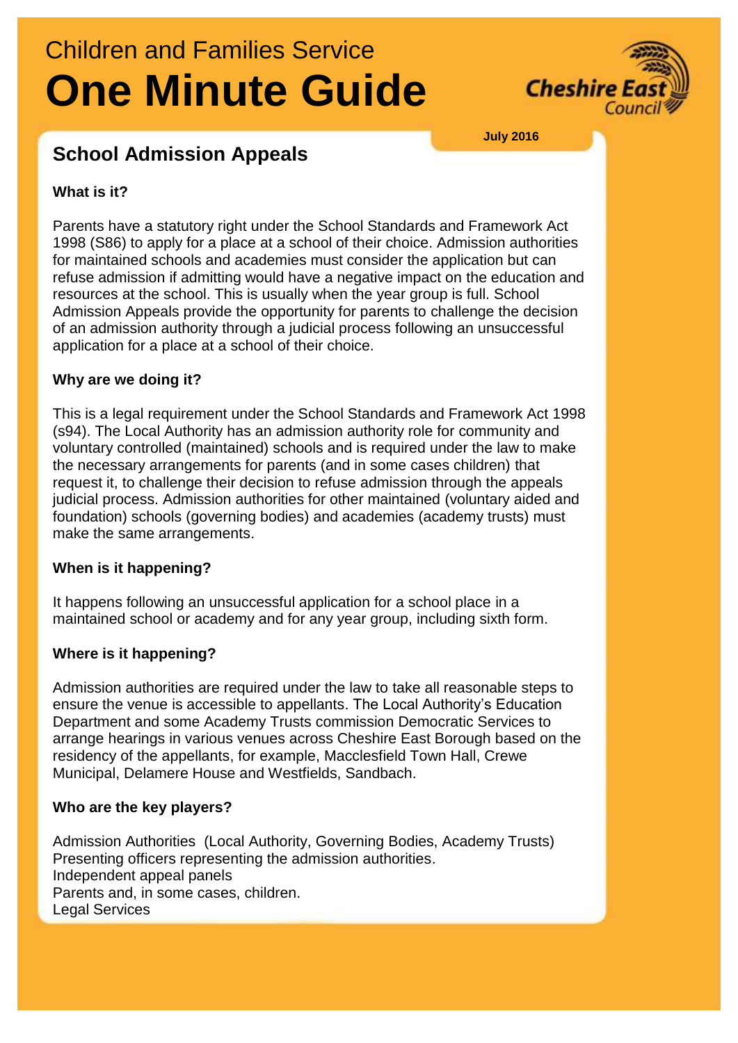# Children and Families Service
# One Minute Guide

July 2016

## School Admission Appeals

**What is it?**

Parents have a statutory right under the School Standards and Framework Act 1998 (S86) to apply for a place at a school of their choice. Admission authorities for maintained schools and academies must consider the application but can refuse admission if admitting would have a negative impact on the education and resources at the school. This is usually when the year group is full. School Admission Appeals provide the opportunity for parents to challenge the decision of an admission authority through a judicial process following an unsuccessful application for a place at a school of their choice.

**Why are we doing it?**

This is a legal requirement under the School Standards and Framework Act 1998 (s94). The Local Authority has an admission authority role for community and voluntary controlled (maintained) schools and is required under the law to make the necessary arrangements for parents (and in some cases children) that request it, to challenge their decision to refuse admission through the appeals judicial process. Admission authorities for other maintained (voluntary aided and foundation) schools (governing bodies) and academies (academy trusts) must make the same arrangements.

**When is it happening?**

It happens following an unsuccessful application for a school place in a maintained school or academy and for any year group, including sixth form.

**Where is it happening?**

Admission authorities are required under the law to take all reasonable steps to ensure the venue is accessible to appellants. The Local Authority's Education Department and some Academy Trusts commission Democratic Services to arrange hearings in various venues across Cheshire East Borough based on the residency of the appellants, for example, Macclesfield Town Hall, Crewe Municipal, Delamere House and Westfields, Sandbach.

**Who are the key players?**

Admission Authorities (Local Authority, Governing Bodies, Academy Trusts)
Presenting officers representing the admission authorities.
Independent appeal panels
Parents and, in some cases, children.
Legal Services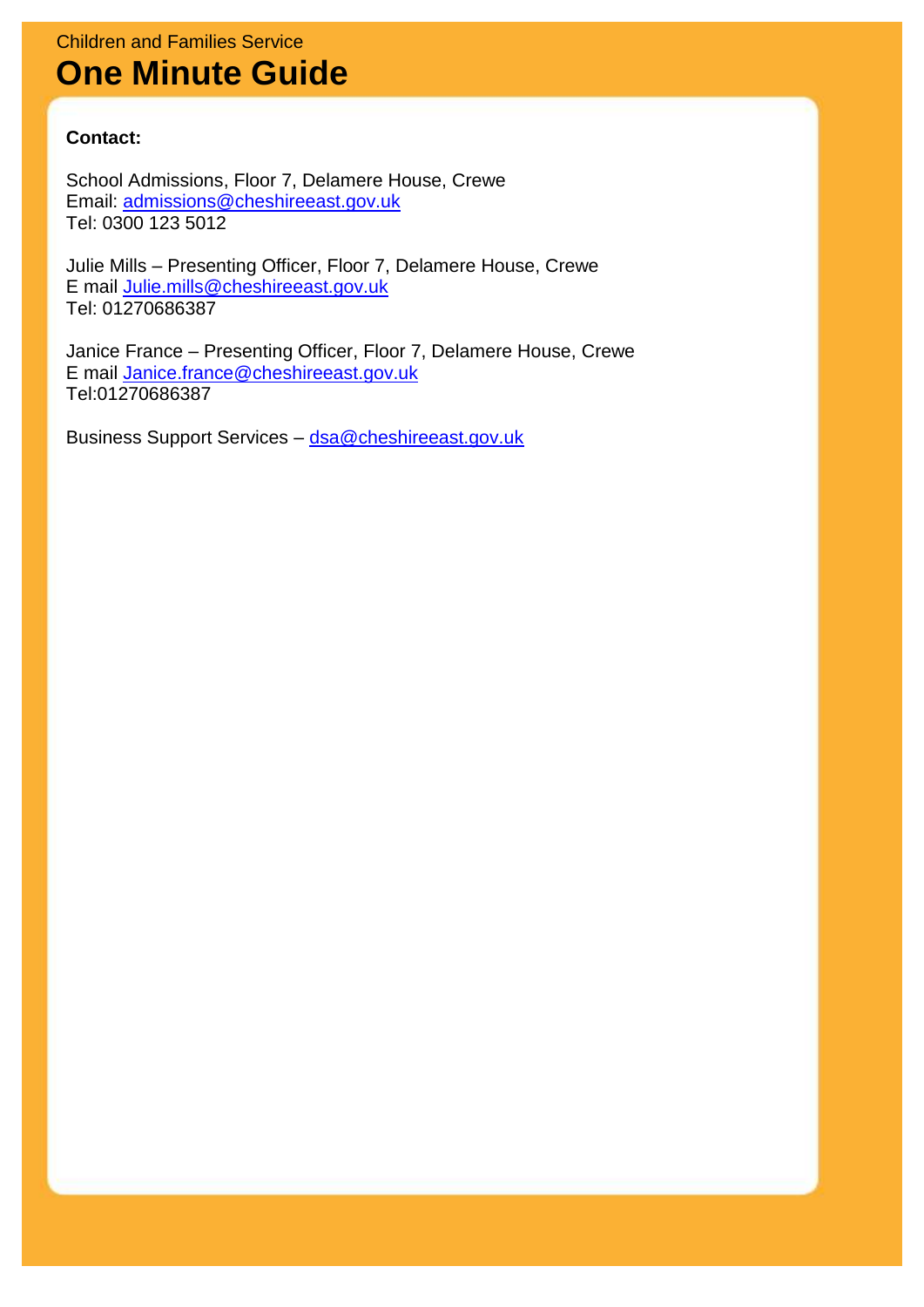Children and Families Service

# One Minute Guide

**Contact:**

School Admissions, Floor 7, Delamere House, Crewe
Email: admissions@cheshireeast.gov.uk
Tel: 0300 123 5012

Julie Mills – Presenting Officer, Floor 7, Delamere House, Crewe
E mail Julie.mills@cheshireeast.gov.uk
Tel: 01270686387

Janice France – Presenting Officer, Floor 7, Delamere House, Crewe
E mail Janice.france@cheshireeast.gov.uk
Tel:01270686387

Business Support Services – dsa@cheshireeast.gov.uk